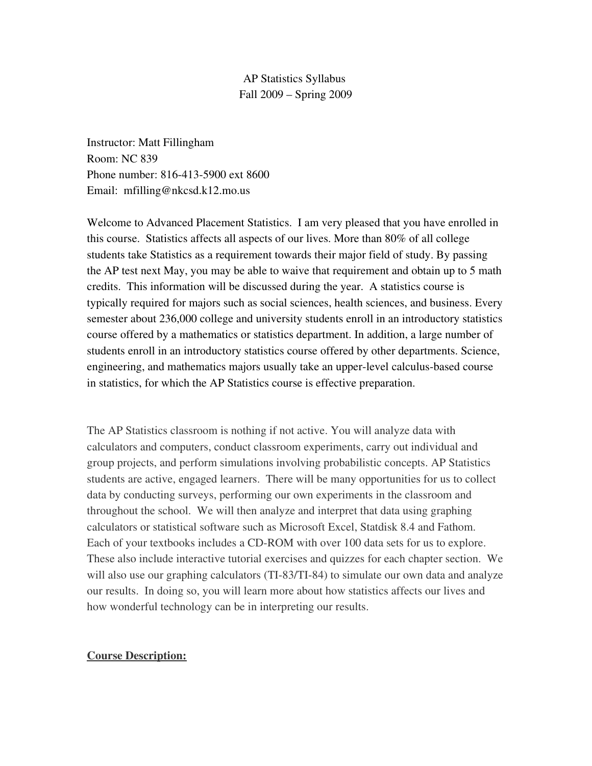# AP Statistics Syllabus
## Fall 2009 – Spring 2009

Instructor: Matt Fillingham
Room: NC 839
Phone number: 816-413-5900 ext 8600
Email: mfilling@nkcsd.k12.mo.us

Welcome to Advanced Placement Statistics. I am very pleased that you have enrolled in this course. Statistics affects all aspects of our lives. More than 80% of all college students take Statistics as a requirement towards their major field of study. By passing the AP test next May, you may be able to waive that requirement and obtain up to 5 math credits. This information will be discussed during the year. A statistics course is typically required for majors such as social sciences, health sciences, and business. Every semester about 236,000 college and university students enroll in an introductory statistics course offered by a mathematics or statistics department. In addition, a large number of students enroll in an introductory statistics course offered by other departments. Science, engineering, and mathematics majors usually take an upper-level calculus-based course in statistics, for which the AP Statistics course is effective preparation.

The AP Statistics classroom is nothing if not active. You will analyze data with calculators and computers, conduct classroom experiments, carry out individual and group projects, and perform simulations involving probabilistic concepts. AP Statistics students are active, engaged learners. There will be many opportunities for us to collect data by conducting surveys, performing our own experiments in the classroom and throughout the school. We will then analyze and interpret that data using graphing calculators or statistical software such as Microsoft Excel, Statdisk 8.4 and Fathom. Each of your textbooks includes a CD-ROM with over 100 data sets for us to explore. These also include interactive tutorial exercises and quizzes for each chapter section. We will also use our graphing calculators (TI-83/TI-84) to simulate our own data and analyze our results. In doing so, you will learn more about how statistics affects our lives and how wonderful technology can be in interpreting our results.

**Course Description:**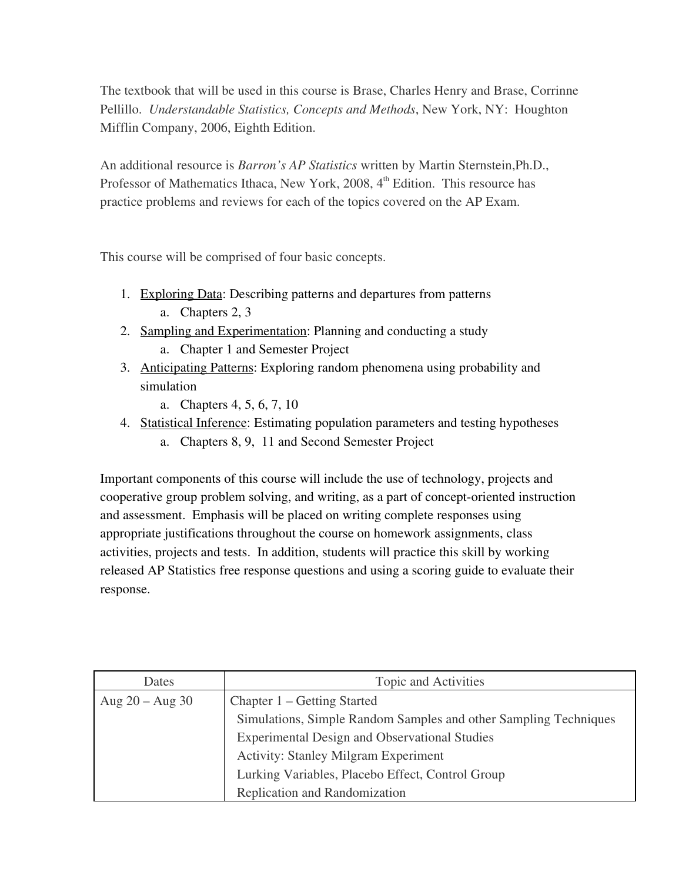The textbook that will be used in this course is Brase, Charles Henry and Brase, Corrinne Pellillo. *Understandable Statistics, Concepts and Methods*, New York, NY: Houghton Mifflin Company, 2006, Eighth Edition.

An additional resource is *Barron's AP Statistics* written by Martin Sternstein,Ph.D., Professor of Mathematics Ithaca, New York, 2008, 4th Edition. This resource has practice problems and reviews for each of the topics covered on the AP Exam.

This course will be comprised of four basic concepts.

1. <u>Exploring Data</u>: Describing patterns and departures from patterns
   a. Chapters 2, 3
2. <u>Sampling and Experimentation</u>: Planning and conducting a study
   a. Chapter 1 and Semester Project
3. <u>Anticipating Patterns</u>: Exploring random phenomena using probability and simulation
   a. Chapters 4, 5, 6, 7, 10
4. <u>Statistical Inference</u>: Estimating population parameters and testing hypotheses
   a. Chapters 8, 9, 11 and Second Semester Project

Important components of this course will include the use of technology, projects and cooperative group problem solving, and writing, as a part of concept-oriented instruction and assessment. Emphasis will be placed on writing complete responses using appropriate justifications throughout the course on homework assignments, class activities, projects and tests. In addition, students will practice this skill by working released AP Statistics free response questions and using a scoring guide to evaluate their response.

| Dates | Topic and Activities |
| --- | --- |
| Aug 20 – Aug 30 | Chapter 1 – Getting Started<br>Simulations, Simple Random Samples and other Sampling Techniques<br>Experimental Design and Observational Studies<br>Activity: Stanley Milgram Experiment<br>Lurking Variables, Placebo Effect, Control Group<br>Replication and Randomization |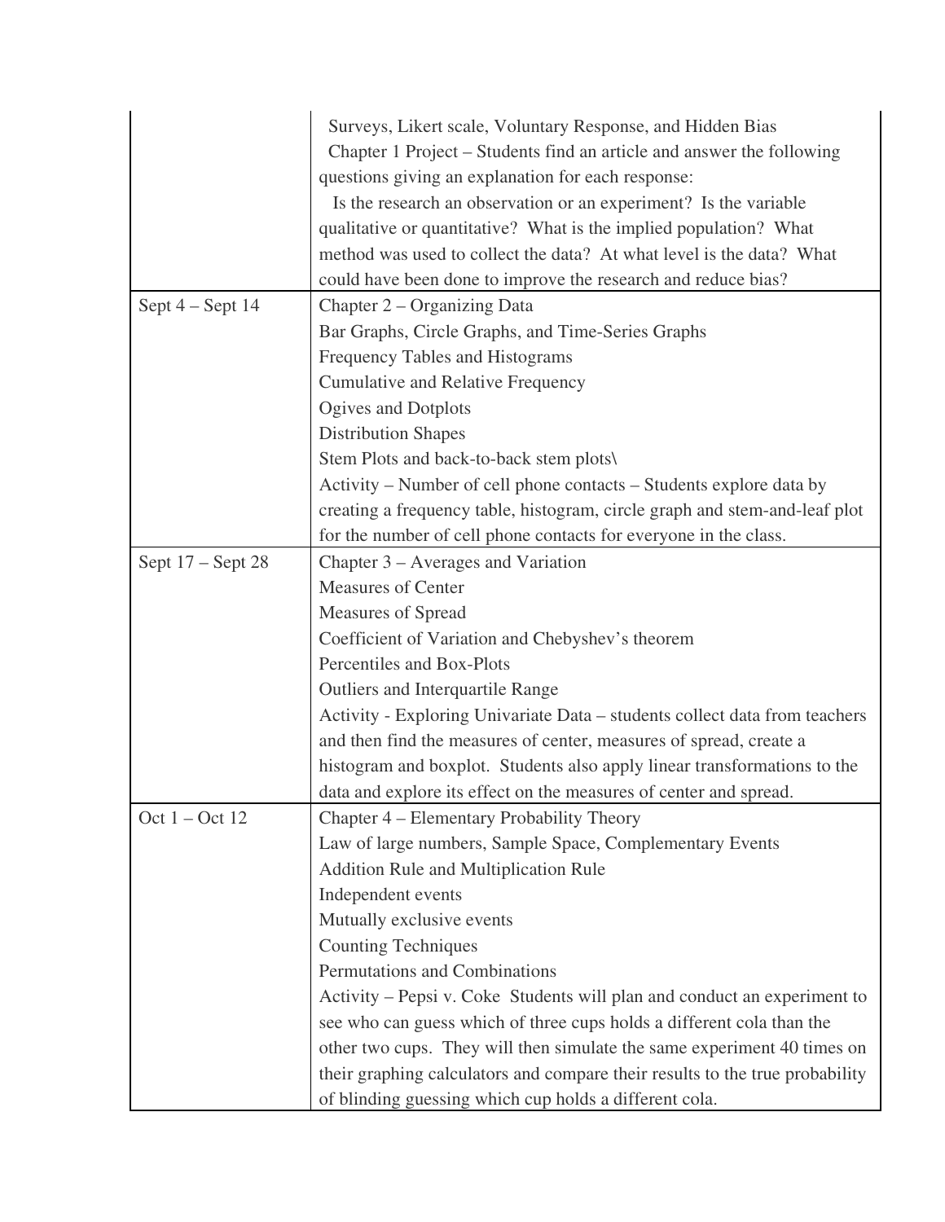| | |
|---|---|
| | Surveys, Likert scale, Voluntary Response, and Hidden Bias<br>Chapter 1 Project – Students find an article and answer the following questions giving an explanation for each response:<br>Is the research an observation or an experiment? Is the variable qualitative or quantitative? What is the implied population? What method was used to collect the data? At what level is the data? What could have been done to improve the research and reduce bias? |
| Sept 4 – Sept 14 | Chapter 2 – Organizing Data<br>Bar Graphs, Circle Graphs, and Time-Series Graphs<br>Frequency Tables and Histograms<br>Cumulative and Relative Frequency<br>Ogives and Dotplots<br>Distribution Shapes<br>Stem Plots and back-to-back stem plots\<br>Activity – Number of cell phone contacts – Students explore data by creating a frequency table, histogram, circle graph and stem-and-leaf plot for the number of cell phone contacts for everyone in the class. |
| Sept 17 – Sept 28 | Chapter 3 – Averages and Variation<br>Measures of Center<br>Measures of Spread<br>Coefficient of Variation and Chebyshev's theorem<br>Percentiles and Box-Plots<br>Outliers and Interquartile Range<br>Activity - Exploring Univariate Data – students collect data from teachers and then find the measures of center, measures of spread, create a histogram and boxplot. Students also apply linear transformations to the data and explore its effect on the measures of center and spread. |
| Oct 1 – Oct 12 | Chapter 4 – Elementary Probability Theory<br>Law of large numbers, Sample Space, Complementary Events<br>Addition Rule and Multiplication Rule<br>Independent events<br>Mutually exclusive events<br>Counting Techniques<br>Permutations and Combinations<br>Activity – Pepsi v. Coke Students will plan and conduct an experiment to see who can guess which of three cups holds a different cola than the other two cups. They will then simulate the same experiment 40 times on their graphing calculators and compare their results to the true probability of blinding guessing which cup holds a different cola. |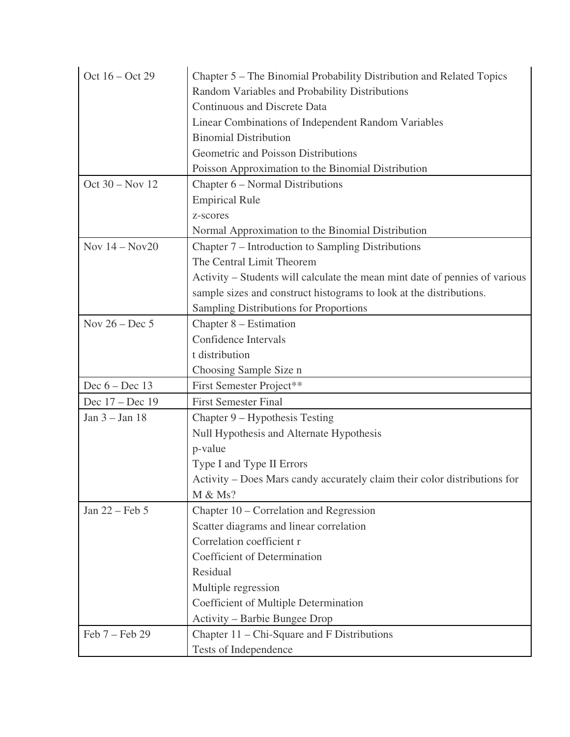| | |
|---|---|
| Oct 16 – Oct 29 | Chapter 5 – The Binomial Probability Distribution and Related Topics<br>Random Variables and Probability Distributions<br>Continuous and Discrete Data<br>Linear Combinations of Independent Random Variables<br>Binomial Distribution<br>Geometric and Poisson Distributions<br>Poisson Approximation to the Binomial Distribution |
| Oct 30 – Nov 12 | Chapter 6 – Normal Distributions<br>Empirical Rule<br>z-scores<br>Normal Approximation to the Binomial Distribution |
| Nov 14 – Nov20 | Chapter 7 – Introduction to Sampling Distributions<br>The Central Limit Theorem<br>Activity – Students will calculate the mean mint date of pennies of various sample sizes and construct histograms to look at the distributions.<br>Sampling Distributions for Proportions |
| Nov 26 – Dec 5 | Chapter 8 – Estimation<br>Confidence Intervals<br>t distribution<br>Choosing Sample Size n |
| Dec 6 – Dec 13 | First Semester Project** |
| Dec 17 – Dec 19 | First Semester Final |
| Jan 3 – Jan 18 | Chapter 9 – Hypothesis Testing<br>Null Hypothesis and Alternate Hypothesis<br>p-value<br>Type I and Type II Errors<br>Activity – Does Mars candy accurately claim their color distributions for M & Ms? |
| Jan 22 – Feb 5 | Chapter 10 – Correlation and Regression<br>Scatter diagrams and linear correlation<br>Correlation coefficient r<br>Coefficient of Determination<br>Residual<br>Multiple regression<br>Coefficient of Multiple Determination<br>Activity – Barbie Bungee Drop |
| Feb 7 – Feb 29 | Chapter 11 – Chi-Square and F Distributions<br>Tests of Independence |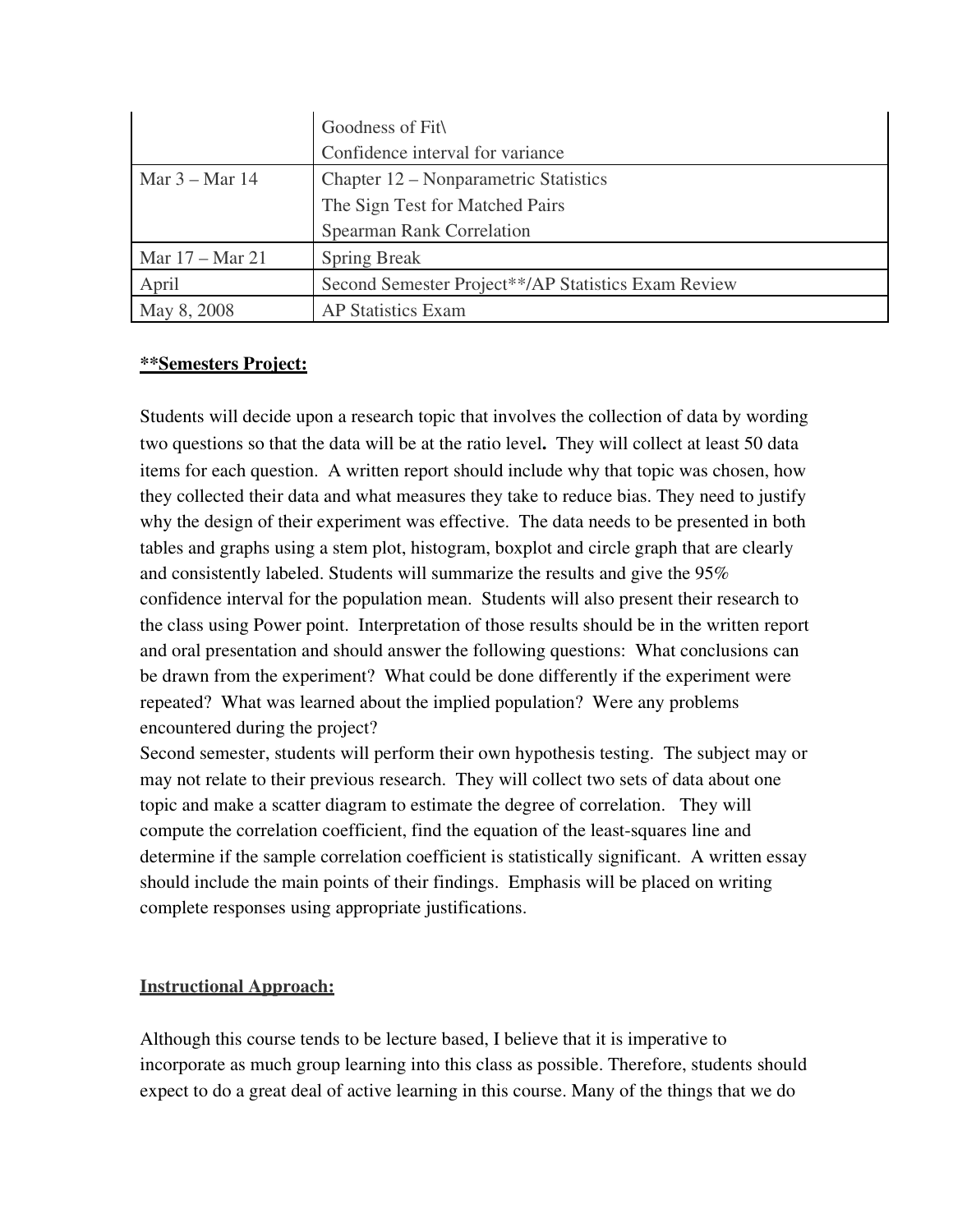| | |
|---|---|
| | Goodness of Fit\ <br> Confidence interval for variance |
| Mar 3 – Mar 14 | Chapter 12 – Nonparametric Statistics <br> The Sign Test for Matched Pairs <br> Spearman Rank Correlation |
| Mar 17 – Mar 21 | Spring Break |
| April | Second Semester Project**/AP Statistics Exam Review |
| May 8, 2008 | AP Statistics Exam |

**<u>**Semesters Project:</u>**

Students will decide upon a research topic that involves the collection of data by wording two questions so that the data will be at the ratio level**.** They will collect at least 50 data items for each question. A written report should include why that topic was chosen, how they collected their data and what measures they take to reduce bias. They need to justify why the design of their experiment was effective. The data needs to be presented in both tables and graphs using a stem plot, histogram, boxplot and circle graph that are clearly and consistently labeled. Students will summarize the results and give the 95% confidence interval for the population mean. Students will also present their research to the class using Power point. Interpretation of those results should be in the written report and oral presentation and should answer the following questions: What conclusions can be drawn from the experiment? What could be done differently if the experiment were repeated? What was learned about the implied population? Were any problems encountered during the project?
Second semester, students will perform their own hypothesis testing. The subject may or may not relate to their previous research. They will collect two sets of data about one topic and make a scatter diagram to estimate the degree of correlation. They will compute the correlation coefficient, find the equation of the least-squares line and determine if the sample correlation coefficient is statistically significant. A written essay should include the main points of their findings. Emphasis will be placed on writing complete responses using appropriate justifications.

**<u>Instructional Approach:</u>**

Although this course tends to be lecture based, I believe that it is imperative to incorporate as much group learning into this class as possible. Therefore, students should expect to do a great deal of active learning in this course. Many of the things that we do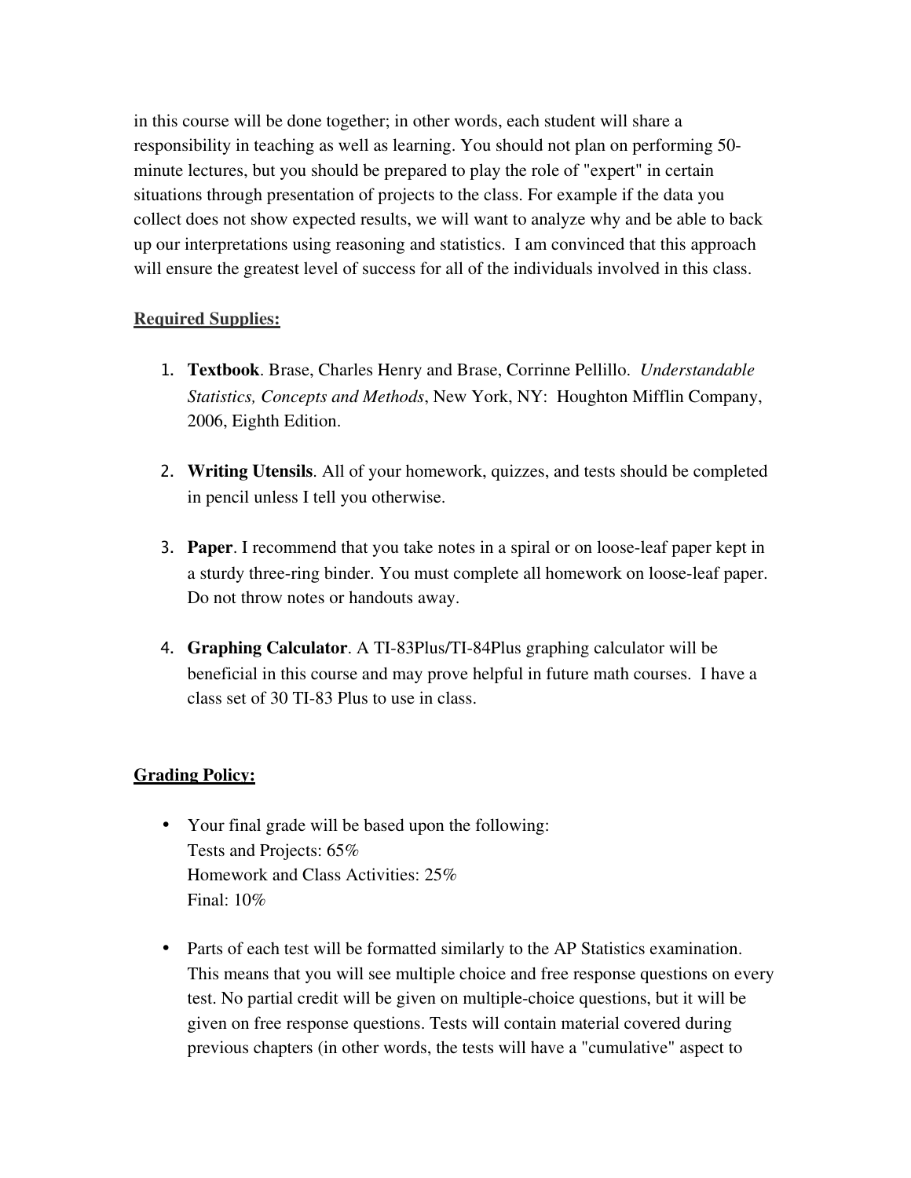in this course will be done together; in other words, each student will share a responsibility in teaching as well as learning. You should not plan on performing 50-minute lectures, but you should be prepared to play the role of "expert" in certain situations through presentation of projects to the class. For example if the data you collect does not show expected results, we will want to analyze why and be able to back up our interpretations using reasoning and statistics. I am convinced that this approach will ensure the greatest level of success for all of the individuals involved in this class.

**Required Supplies:**

1. **Textbook**. Brase, Charles Henry and Brase, Corrinne Pellillo. *Understandable Statistics, Concepts and Methods*, New York, NY: Houghton Mifflin Company, 2006, Eighth Edition.

2. **Writing Utensils**. All of your homework, quizzes, and tests should be completed in pencil unless I tell you otherwise.

3. **Paper**. I recommend that you take notes in a spiral or on loose-leaf paper kept in a sturdy three-ring binder. You must complete all homework on loose-leaf paper. Do not throw notes or handouts away.

4. **Graphing Calculator**. A TI-83Plus/TI-84Plus graphing calculator will be beneficial in this course and may prove helpful in future math courses. I have a class set of 30 TI-83 Plus to use in class.

**Grading Policy:**

- Your final grade will be based upon the following:
  Tests and Projects: 65%
  Homework and Class Activities: 25%
  Final: 10%

- Parts of each test will be formatted similarly to the AP Statistics examination. This means that you will see multiple choice and free response questions on every test. No partial credit will be given on multiple-choice questions, but it will be given on free response questions. Tests will contain material covered during previous chapters (in other words, the tests will have a "cumulative" aspect to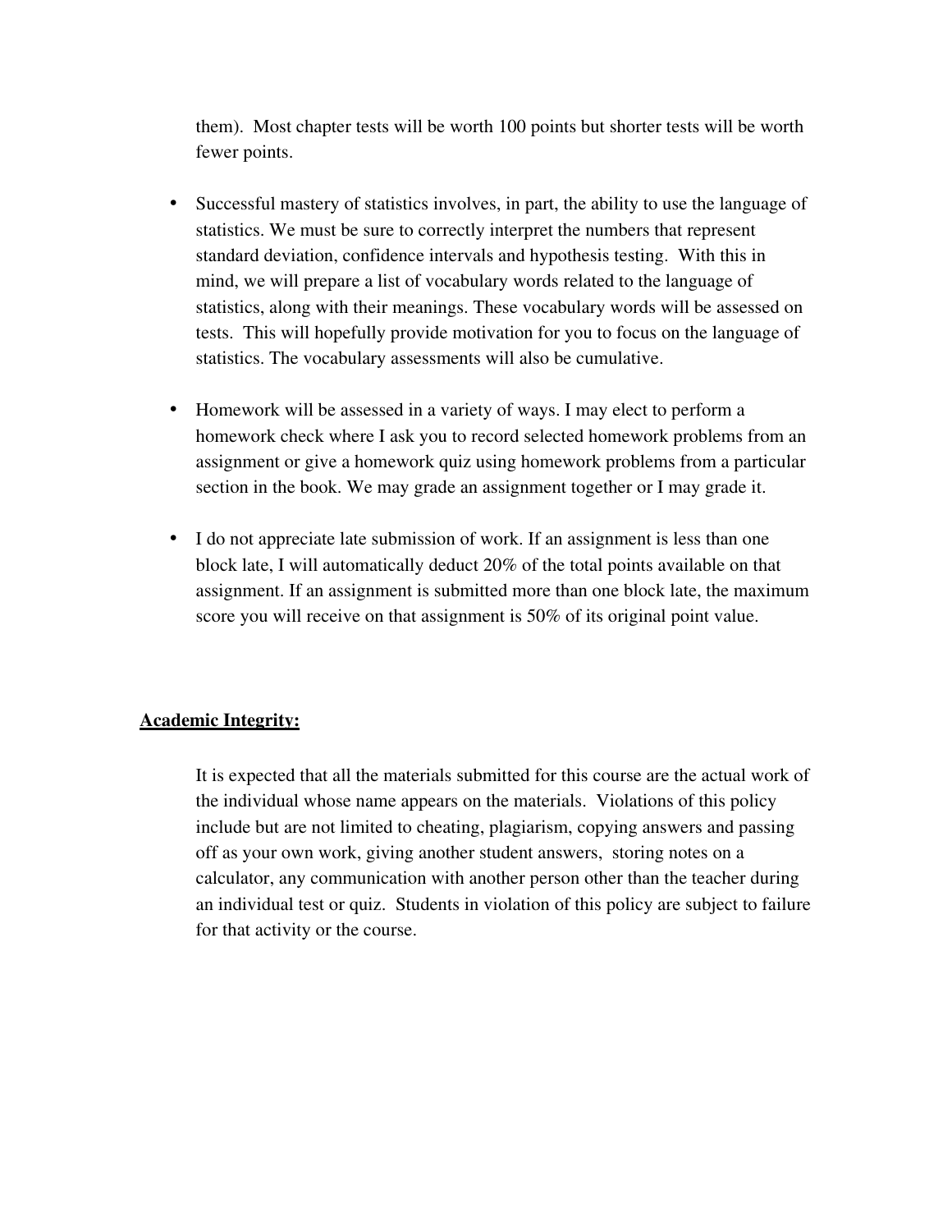them). Most chapter tests will be worth 100 points but shorter tests will be worth fewer points.

- Successful mastery of statistics involves, in part, the ability to use the language of statistics. We must be sure to correctly interpret the numbers that represent standard deviation, confidence intervals and hypothesis testing. With this in mind, we will prepare a list of vocabulary words related to the language of statistics, along with their meanings. These vocabulary words will be assessed on tests. This will hopefully provide motivation for you to focus on the language of statistics. The vocabulary assessments will also be cumulative.

- Homework will be assessed in a variety of ways. I may elect to perform a homework check where I ask you to record selected homework problems from an assignment or give a homework quiz using homework problems from a particular section in the book. We may grade an assignment together or I may grade it.

- I do not appreciate late submission of work. If an assignment is less than one block late, I will automatically deduct 20% of the total points available on that assignment. If an assignment is submitted more than one block late, the maximum score you will receive on that assignment is 50% of its original point value.

**Academic Integrity:**

It is expected that all the materials submitted for this course are the actual work of the individual whose name appears on the materials. Violations of this policy include but are not limited to cheating, plagiarism, copying answers and passing off as your own work, giving another student answers, storing notes on a calculator, any communication with another person other than the teacher during an individual test or quiz. Students in violation of this policy are subject to failure for that activity or the course.